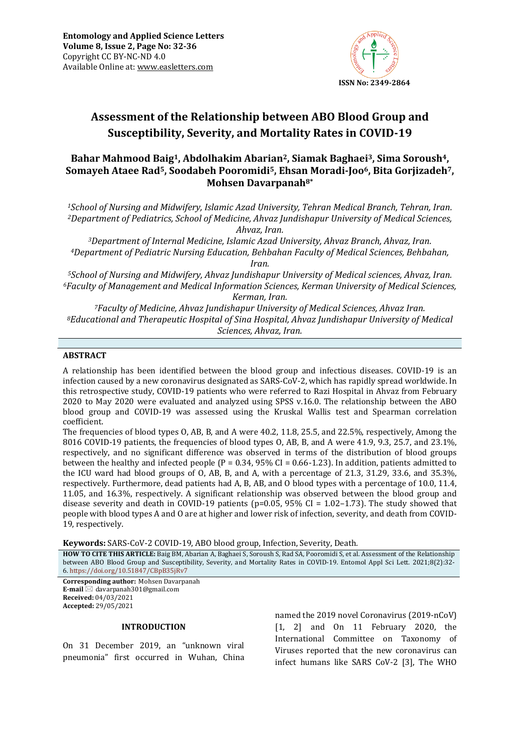Entomology and Applied Science Letters
Volume 8, Issue 2, Page No: 32-36
Copyright CC BY-NC-ND 4.0
Available Online at: www.easletters.com

ISSN No: 2349-2864

# Assessment of the Relationship between ABO Blood Group and Susceptibility, Severity, and Mortality Rates in COVID-19

**Bahar Mahmood Baig[1], Abdolhakim Abarian[2], Siamak Baghaei[3], Sima Soroush[4], Somayeh Ataee Rad[5], Soodabeh Pooromidi[5], Ehsan Moradi-Joo[6], Bita Gorjizadeh[7], Mohsen Davarpanah[8*]**

*[1]School of Nursing and Midwifery, Islamic Azad University, Tehran Medical Branch, Tehran, Iran.*
*[2]Department of Pediatrics, School of Medicine, Ahvaz Jundishapur University of Medical Sciences, Ahvaz, Iran.*
*[3]Department of Internal Medicine, Islamic Azad University, Ahvaz Branch, Ahvaz, Iran.*
*[4]Department of Pediatric Nursing Education, Behbahan Faculty of Medical Sciences, Behbahan, Iran.*
*[5]School of Nursing and Midwifery, Ahvaz Jundishapur University of Medical sciences, Ahvaz, Iran.*
*[6]Faculty of Management and Medical Information Sciences, Kerman University of Medical Sciences, Kerman, Iran.*
*[7]Faculty of Medicine, Ahvaz Jundishapur University of Medical Sciences, Ahvaz Iran.*
*[8]Educational and Therapeutic Hospital of Sina Hospital, Ahvaz Jundishapur University of Medical Sciences, Ahvaz, Iran.*

## ABSTRACT

A relationship has been identified between the blood group and infectious diseases. COVID-19 is an infection caused by a new coronavirus designated as SARS-CoV-2, which has rapidly spread worldwide. In this retrospective study, COVID-19 patients who were referred to Razi Hospital in Ahvaz from February 2020 to May 2020 were evaluated and analyzed using SPSS v.16.0. The relationship between the ABO blood group and COVID-19 was assessed using the Kruskal Wallis test and Spearman correlation coefficient.

The frequencies of blood types O, AB, B, and A were 40.2, 11.8, 25.5, and 22.5%, respectively, Among the 8016 COVID-19 patients, the frequencies of blood types O, AB, B, and A were 41.9, 9.3, 25.7, and 23.1%, respectively, and no significant difference was observed in terms of the distribution of blood groups between the healthy and infected people (P = 0.34, 95% CI = 0.66-1.23). In addition, patients admitted to the ICU ward had blood groups of O, AB, B, and A, with a percentage of 21.3, 31.29, 33.6, and 35.3%, respectively. Furthermore, dead patients had A, B, AB, and O blood types with a percentage of 10.0, 11.4, 11.05, and 16.3%, respectively. A significant relationship was observed between the blood group and disease severity and death in COVID-19 patients (p=0.05, 95% CI = 1.02–1.73). The study showed that people with blood types A and O are at higher and lower risk of infection, severity, and death from COVID-19, respectively.

**Keywords:** SARS-CoV-2 COVID-19, ABO blood group, Infection, Severity, Death.

**HOW TO CITE THIS ARTICLE:** Baig BM, Abarian A, Baghaei S, Soroush S, Rad SA, Pooromidi S, et al. Assessment of the Relationship between ABO Blood Group and Susceptibility, Severity, and Mortality Rates in COVID-19. Entomol Appl Sci Lett. 2021;8(2):32-6. https://doi.org/10.51847/CBpB35jRv7

**Corresponding author:** Mohsen Davarpanah
**E-mail** ✉ davarpanah301@gmail.com
**Received:** 04/03/2021
**Accepted:** 29/05/2021

## INTRODUCTION

On 31 December 2019, an "unknown viral pneumonia" first occurred in Wuhan, China named the 2019 novel Coronavirus (2019-nCoV) [1, 2] and On 11 February 2020, the International Committee on Taxonomy of Viruses reported that the new coronavirus can infect humans like SARS CoV-2 [3], The WHO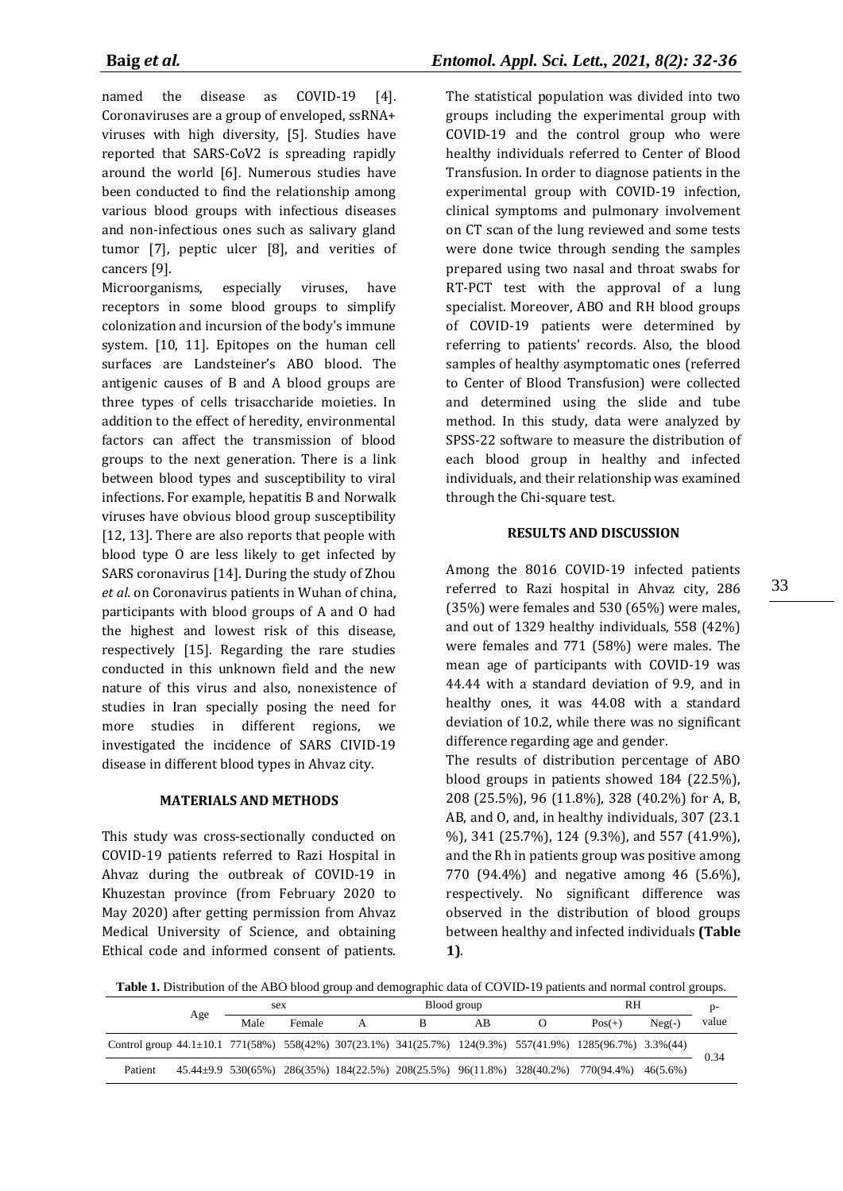named the disease as COVID-19 [4]. Coronaviruses are a group of enveloped, ssRNA+ viruses with high diversity, [5]. Studies have reported that SARS-CoV2 is spreading rapidly around the world [6]. Numerous studies have been conducted to find the relationship among various blood groups with infectious diseases and non-infectious ones such as salivary gland tumor [7], peptic ulcer [8], and verities of cancers [9].

Microorganisms, especially viruses, have receptors in some blood groups to simplify colonization and incursion of the body's immune system. [10, 11]. Epitopes on the human cell surfaces are Landsteiner's ABO blood. The antigenic causes of B and A blood groups are three types of cells trisaccharide moieties. In addition to the effect of heredity, environmental factors can affect the transmission of blood groups to the next generation. There is a link between blood types and susceptibility to viral infections. For example, hepatitis B and Norwalk viruses have obvious blood group susceptibility [12, 13]. There are also reports that people with blood type O are less likely to get infected by SARS coronavirus [14]. During the study of Zhou *et al.* on Coronavirus patients in Wuhan of china, participants with blood groups of A and O had the highest and lowest risk of this disease, respectively [15]. Regarding the rare studies conducted in this unknown field and the new nature of this virus and also, nonexistence of studies in Iran specially posing the need for more studies in different regions, we investigated the incidence of SARS CIVID-19 disease in different blood types in Ahvaz city.

## MATERIALS AND METHODS

This study was cross-sectionally conducted on COVID-19 patients referred to Razi Hospital in Ahvaz during the outbreak of COVID-19 in Khuzestan province (from February 2020 to May 2020) after getting permission from Ahvaz Medical University of Science, and obtaining Ethical code and informed consent of patients. The statistical population was divided into two groups including the experimental group with COVID-19 and the control group who were healthy individuals referred to Center of Blood Transfusion. In order to diagnose patients in the experimental group with COVID-19 infection, clinical symptoms and pulmonary involvement on CT scan of the lung reviewed and some tests were done twice through sending the samples prepared using two nasal and throat swabs for RT-PCT test with the approval of a lung specialist. Moreover, ABO and RH blood groups of COVID-19 patients were determined by referring to patients' records. Also, the blood samples of healthy asymptomatic ones (referred to Center of Blood Transfusion) were collected and determined using the slide and tube method. In this study, data were analyzed by SPSS-22 software to measure the distribution of each blood group in healthy and infected individuals, and their relationship was examined through the Chi-square test.

## RESULTS AND DISCUSSION

Among the 8016 COVID-19 infected patients referred to Razi hospital in Ahvaz city, 286 (35%) were females and 530 (65%) were males, and out of 1329 healthy individuals, 558 (42%) were females and 771 (58%) were males. The mean age of participants with COVID-19 was 44.44 with a standard deviation of 9.9, and in healthy ones, it was 44.08 with a standard deviation of 10.2, while there was no significant difference regarding age and gender.

The results of distribution percentage of ABO blood groups in patients showed 184 (22.5%), 208 (25.5%), 96 (11.8%), 328 (40.2%) for A, B, AB, and O, and, in healthy individuals, 307 (23.1 %), 341 (25.7%), 124 (9.3%), and 557 (41.9%), and the Rh in patients group was positive among 770 (94.4%) and negative among 46 (5.6%), respectively. No significant difference was observed in the distribution of blood groups between healthy and infected individuals **(Table 1)**.

**Table 1.** Distribution of the ABO blood group and demographic data of COVID-19 patients and normal control groups.

| | Age | sex | | Blood group | | | | RH | | p-value |
|---|---|---|---|---|---|---|---|---|---|---|
| | | Male | Female | A | B | AB | O | Pos(+) | Neg(-) | |
| Control group | 44.1±10.1 | 771(58%) | 558(42%) | 307(23.1%) | 341(25.7%) | 124(9.3%) | 557(41.9%) | 1285(96.7%) | 3.3%(44) | 0.34 |
| Patient | 45.44±9.9 | 530(65%) | 286(35%) | 184(22.5%) | 208(25.5%) | 96(11.8%) | 328(40.2%) | 770(94.4%) | 46(5.6%) | |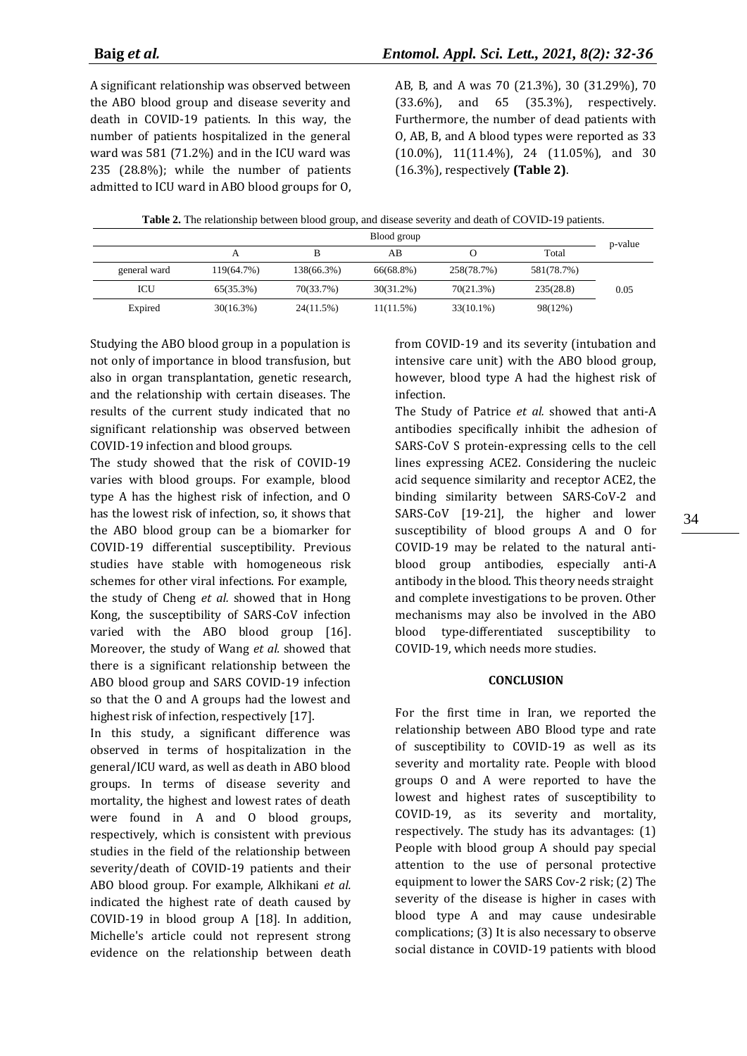A significant relationship was observed between the ABO blood group and disease severity and death in COVID-19 patients. In this way, the number of patients hospitalized in the general ward was 581 (71.2%) and in the ICU ward was 235 (28.8%); while the number of patients admitted to ICU ward in ABO blood groups for O, AB, B, and A was 70 (21.3%), 30 (31.29%), 70 (33.6%), and 65 (35.3%), respectively. Furthermore, the number of dead patients with O, AB, B, and A blood types were reported as 33 (10.0%), 11(11.4%), 24 (11.05%), and 30 (16.3%), respectively **(Table 2)**.

**Table 2.** The relationship between blood group, and disease severity and death of COVID-19 patients.

| | Blood group | | | | | p-value |
|---|---|---|---|---|---|---|
| | A | B | AB | O | Total | |
| general ward | 119(64.7%) | 138(66.3%) | 66(68.8%) | 258(78.7%) | 581(78.7%) | |
| ICU | 65(35.3%) | 70(33.7%) | 30(31.2%) | 70(21.3%) | 235(28.8) | 0.05 |
| Expired | 30(16.3%) | 24(11.5%) | 11(11.5%) | 33(10.1%) | 98(12%) | |

Studying the ABO blood group in a population is not only of importance in blood transfusion, but also in organ transplantation, genetic research, and the relationship with certain diseases. The results of the current study indicated that no significant relationship was observed between COVID-19 infection and blood groups.

The study showed that the risk of COVID-19 varies with blood groups. For example, blood type A has the highest risk of infection, and O has the lowest risk of infection, so, it shows that the ABO blood group can be a biomarker for COVID-19 differential susceptibility. Previous studies have stable with homogeneous risk schemes for other viral infections. For example, the study of Cheng *et al.* showed that in Hong Kong, the susceptibility of SARS-CoV infection varied with the ABO blood group [16]. Moreover, the study of Wang *et al.* showed that there is a significant relationship between the ABO blood group and SARS COVID-19 infection so that the O and A groups had the lowest and highest risk of infection, respectively [17].

In this study, a significant difference was observed in terms of hospitalization in the general/ICU ward, as well as death in ABO blood groups. In terms of disease severity and mortality, the highest and lowest rates of death were found in A and O blood groups, respectively, which is consistent with previous studies in the field of the relationship between severity/death of COVID-19 patients and their ABO blood group. For example, Alkhikani *et al.* indicated the highest rate of death caused by COVID-19 in blood group A [18]. In addition, Michelle's article could not represent strong evidence on the relationship between death from COVID-19 and its severity (intubation and intensive care unit) with the ABO blood group, however, blood type A had the highest risk of infection.

The Study of Patrice *et al.* showed that anti-A antibodies specifically inhibit the adhesion of SARS-CoV S protein-expressing cells to the cell lines expressing ACE2. Considering the nucleic acid sequence similarity and receptor ACE2, the binding similarity between SARS-CoV-2 and SARS-CoV [19-21], the higher and lower susceptibility of blood groups A and O for COVID-19 may be related to the natural anti-blood group antibodies, especially anti-A antibody in the blood. This theory needs straight and complete investigations to be proven. Other mechanisms may also be involved in the ABO blood type-differentiated susceptibility to COVID-19, which needs more studies.

## CONCLUSION

For the first time in Iran, we reported the relationship between ABO Blood type and rate of susceptibility to COVID-19 as well as its severity and mortality rate. People with blood groups O and A were reported to have the lowest and highest rates of susceptibility to COVID-19, as its severity and mortality, respectively. The study has its advantages: (1) People with blood group A should pay special attention to the use of personal protective equipment to lower the SARS Cov-2 risk; (2) The severity of the disease is higher in cases with blood type A and may cause undesirable complications; (3) It is also necessary to observe social distance in COVID-19 patients with blood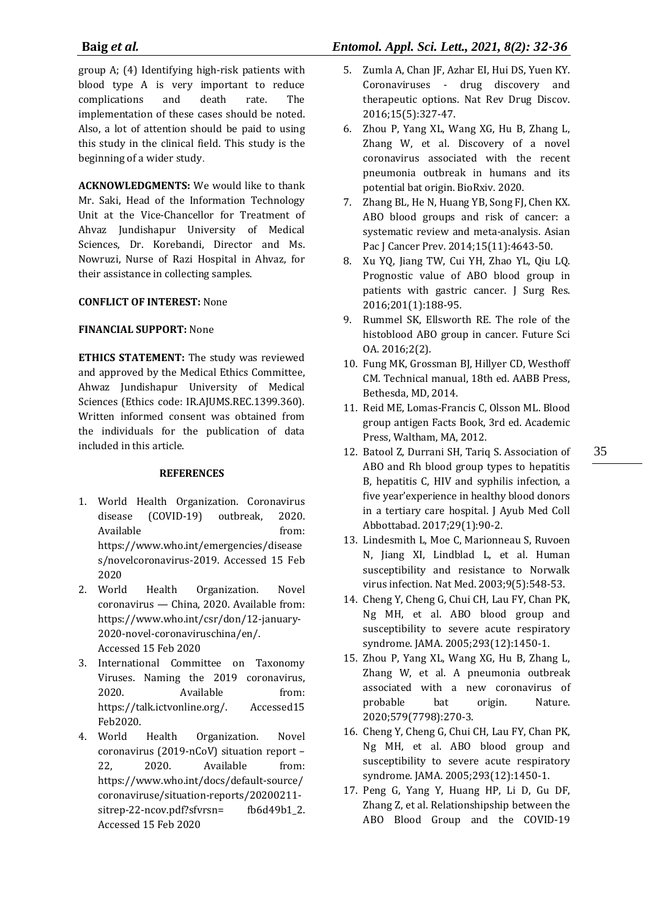group A; (4) Identifying high-risk patients with blood type A is very important to reduce complications and death rate. The implementation of these cases should be noted. Also, a lot of attention should be paid to using this study in the clinical field. This study is the beginning of a wider study.

**ACKNOWLEDGMENTS:** We would like to thank Mr. Saki, Head of the Information Technology Unit at the Vice-Chancellor for Treatment of Ahvaz Jundishapur University of Medical Sciences, Dr. Korebandi, Director and Ms. Nowruzi, Nurse of Razi Hospital in Ahvaz, for their assistance in collecting samples.

**CONFLICT OF INTEREST:** None

**FINANCIAL SUPPORT:** None

**ETHICS STATEMENT:** The study was reviewed and approved by the Medical Ethics Committee, Ahwaz Jundishapur University of Medical Sciences (Ethics code: IR.AJUMS.REC.1399.360). Written informed consent was obtained from the individuals for the publication of data included in this article.

## REFERENCES

1. World Health Organization. Coronavirus disease (COVID-19) outbreak, 2020. Available from: https://www.who.int/emergencies/diseases/novelcoronavirus-2019. Accessed 15 Feb 2020
2. World Health Organization. Novel coronavirus — China, 2020. Available from: https://www.who.int/csr/don/12-january-2020-novel-coronaviruschina/en/. Accessed 15 Feb 2020
3. International Committee on Taxonomy Viruses. Naming the 2019 coronavirus, 2020. Available from: https://talk.ictvonline.org/. Accessed15 Feb2020.
4. World Health Organization. Novel coronavirus (2019-nCoV) situation report – 22, 2020. Available from: https://www.who.int/docs/default-source/coronaviruse/situation-reports/20200211-sitrep-22-ncov.pdf?sfvrsn= fb6d49b1_2. Accessed 15 Feb 2020
5. Zumla A, Chan JF, Azhar EI, Hui DS, Yuen KY. Coronaviruses - drug discovery and therapeutic options. Nat Rev Drug Discov. 2016;15(5):327-47.
6. Zhou P, Yang XL, Wang XG, Hu B, Zhang L, Zhang W, et al. Discovery of a novel coronavirus associated with the recent pneumonia outbreak in humans and its potential bat origin. BioRxiv. 2020.
7. Zhang BL, He N, Huang YB, Song FJ, Chen KX. ABO blood groups and risk of cancer: a systematic review and meta-analysis. Asian Pac J Cancer Prev. 2014;15(11):4643-50.
8. Xu YQ, Jiang TW, Cui YH, Zhao YL, Qiu LQ. Prognostic value of ABO blood group in patients with gastric cancer. J Surg Res. 2016;201(1):188-95.
9. Rummel SK, Ellsworth RE. The role of the histoblood ABO group in cancer. Future Sci OA. 2016;2(2).
10. Fung MK, Grossman BJ, Hillyer CD, Westhoff CM. Technical manual, 18th ed. AABB Press, Bethesda, MD, 2014.
11. Reid ME, Lomas-Francis C, Olsson ML. Blood group antigen Facts Book, 3rd ed. Academic Press, Waltham, MA, 2012.
12. Batool Z, Durrani SH, Tariq S. Association of ABO and Rh blood group types to hepatitis B, hepatitis C, HIV and syphilis infection, a five year'experience in healthy blood donors in a tertiary care hospital. J Ayub Med Coll Abbottabad. 2017;29(1):90-2.
13. Lindesmith L, Moe C, Marionneau S, Ruvoen N, Jiang XI, Lindblad L, et al. Human susceptibility and resistance to Norwalk virus infection. Nat Med. 2003;9(5):548-53.
14. Cheng Y, Cheng G, Chui CH, Lau FY, Chan PK, Ng MH, et al. ABO blood group and susceptibility to severe acute respiratory syndrome. JAMA. 2005;293(12):1450-1.
15. Zhou P, Yang XL, Wang XG, Hu B, Zhang L, Zhang W, et al. A pneumonia outbreak associated with a new coronavirus of probable bat origin. Nature. 2020;579(7798):270-3.
16. Cheng Y, Cheng G, Chui CH, Lau FY, Chan PK, Ng MH, et al. ABO blood group and susceptibility to severe acute respiratory syndrome. JAMA. 2005;293(12):1450-1.
17. Peng G, Yang Y, Huang HP, Li D, Gu DF, Zhang Z, et al. Relationshipship between the ABO Blood Group and the COVID-19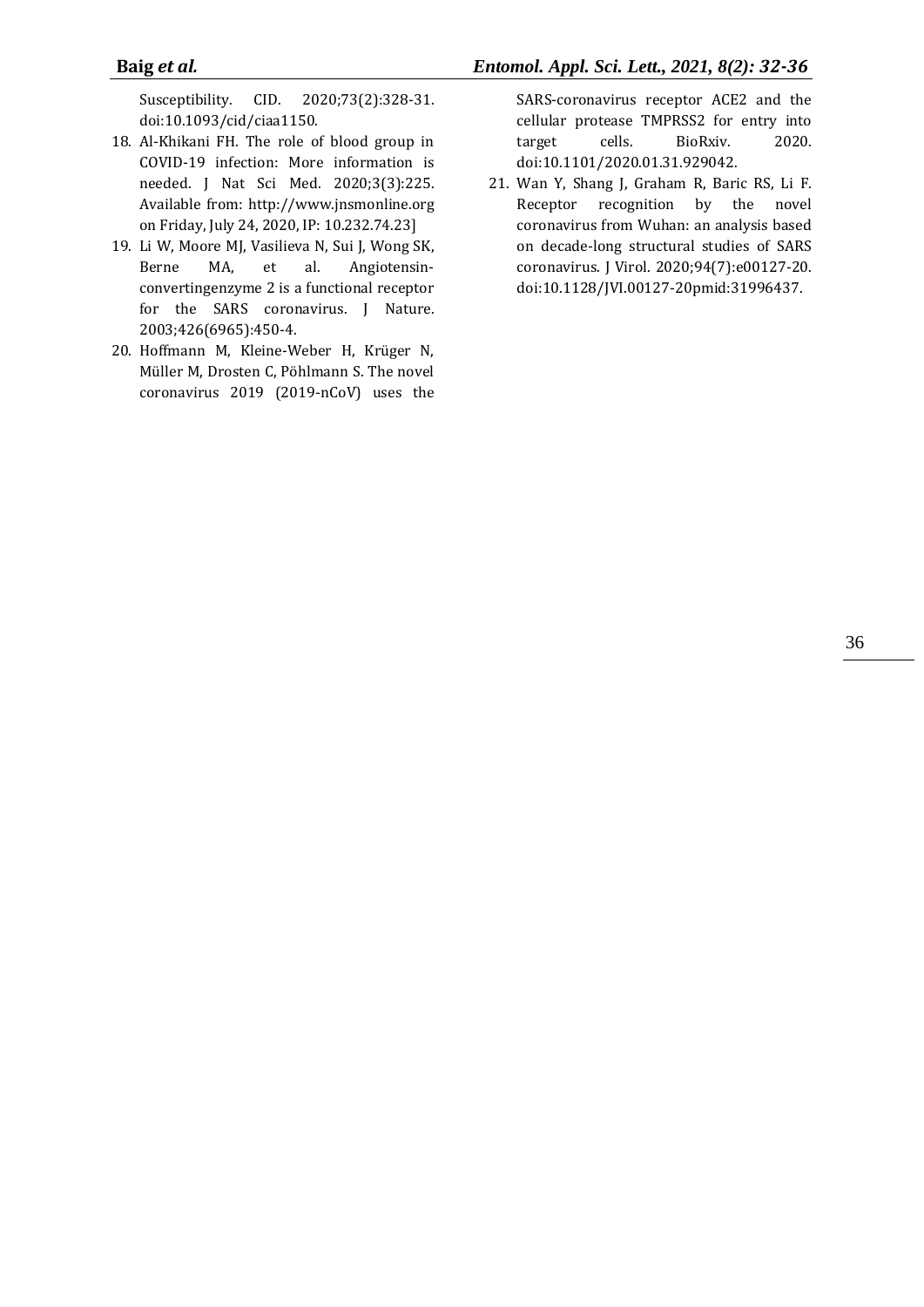Susceptibility. CID. 2020;73(2):328-31. doi:10.1093/cid/ciaa1150.

18. Al-Khikani FH. The role of blood group in COVID-19 infection: More information is needed. J Nat Sci Med. 2020;3(3):225. Available from: http://www.jnsmonline.org on Friday, July 24, 2020, IP: 10.232.74.23]
19. Li W, Moore MJ, Vasilieva N, Sui J, Wong SK, Berne MA, et al. Angiotensin-convertingenzyme 2 is a functional receptor for the SARS coronavirus. J Nature. 2003;426(6965):450-4.
20. Hoffmann M, Kleine-Weber H, Krüger N, Müller M, Drosten C, Pöhlmann S. The novel coronavirus 2019 (2019-nCoV) uses the SARS-coronavirus receptor ACE2 and the cellular protease TMPRSS2 for entry into target cells. BioRxiv. 2020. doi:10.1101/2020.01.31.929042.
21. Wan Y, Shang J, Graham R, Baric RS, Li F. Receptor recognition by the novel coronavirus from Wuhan: an analysis based on decade-long structural studies of SARS coronavirus. J Virol. 2020;94(7):e00127-20. doi:10.1128/JVI.00127-20pmid:31996437.